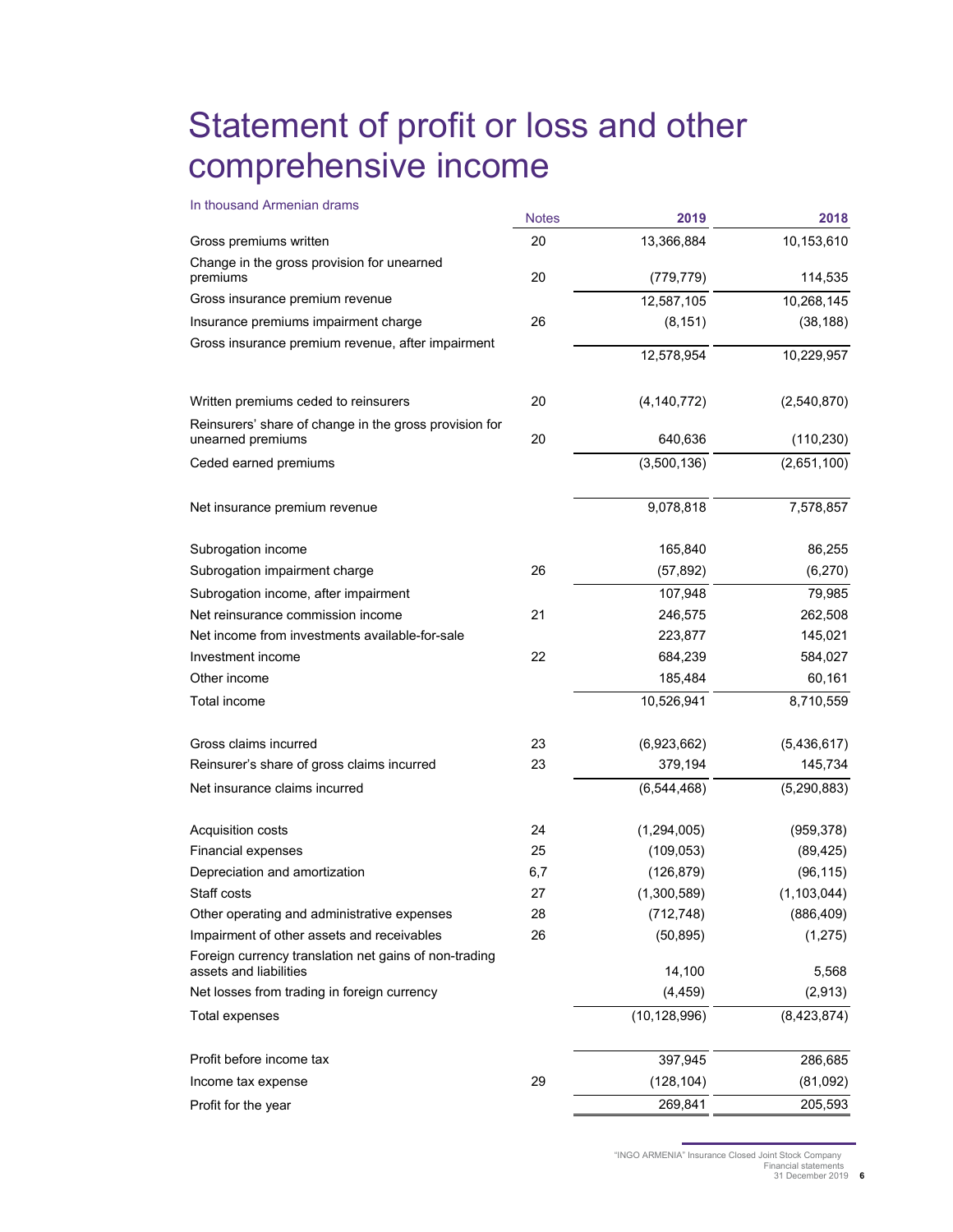# Statement of profit or loss and other comprehensive income

In thousand Armenian drams

| | Notes | 2019 | 2018 |
|---|---|---|---|
| Gross premiums written | 20 | 13,366,884 | 10,153,610 |
| Change in the gross provision for unearned premiums | 20 | (779,779) | 114,535 |
| Gross insurance premium revenue | | 12,587,105 | 10,268,145 |
| Insurance premiums impairment charge | 26 | (8,151) | (38,188) |
| Gross insurance premium revenue, after impairment | | 12,578,954 | 10,229,957 |
| | | | |
| Written premiums ceded to reinsurers | 20 | (4,140,772) | (2,540,870) |
| Reinsurers' share of change in the gross provision for unearned premiums | 20 | 640,636 | (110,230) |
| Ceded earned premiums | | (3,500,136) | (2,651,100) |
| | | | |
| Net insurance premium revenue | | 9,078,818 | 7,578,857 |
| | | | |
| Subrogation income | | 165,840 | 86,255 |
| Subrogation impairment charge | 26 | (57,892) | (6,270) |
| Subrogation income, after impairment | | 107,948 | 79,985 |
| Net reinsurance commission income | 21 | 246,575 | 262,508 |
| Net income from investments available-for-sale | | 223,877 | 145,021 |
| Investment income | 22 | 684,239 | 584,027 |
| Other income | | 185,484 | 60,161 |
| Total income | | 10,526,941 | 8,710,559 |
| | | | |
| Gross claims incurred | 23 | (6,923,662) | (5,436,617) |
| Reinsurer's share of gross claims incurred | 23 | 379,194 | 145,734 |
| Net insurance claims incurred | | (6,544,468) | (5,290,883) |
| | | | |
| Acquisition costs | 24 | (1,294,005) | (959,378) |
| Financial expenses | 25 | (109,053) | (89,425) |
| Depreciation and amortization | 6,7 | (126,879) | (96,115) |
| Staff costs | 27 | (1,300,589) | (1,103,044) |
| Other operating and administrative expenses | 28 | (712,748) | (886,409) |
| Impairment of other assets and receivables | 26 | (50,895) | (1,275) |
| Foreign currency translation net gains of non-trading assets and liabilities | | 14,100 | 5,568 |
| Net losses from trading in foreign currency | | (4,459) | (2,913) |
| Total expenses | | (10,128,996) | (8,423,874) |
| | | | |
| Profit before income tax | | 397,945 | 286,685 |
| Income tax expense | 29 | (128,104) | (81,092) |
| Profit for the year | | 269,841 | 205,593 |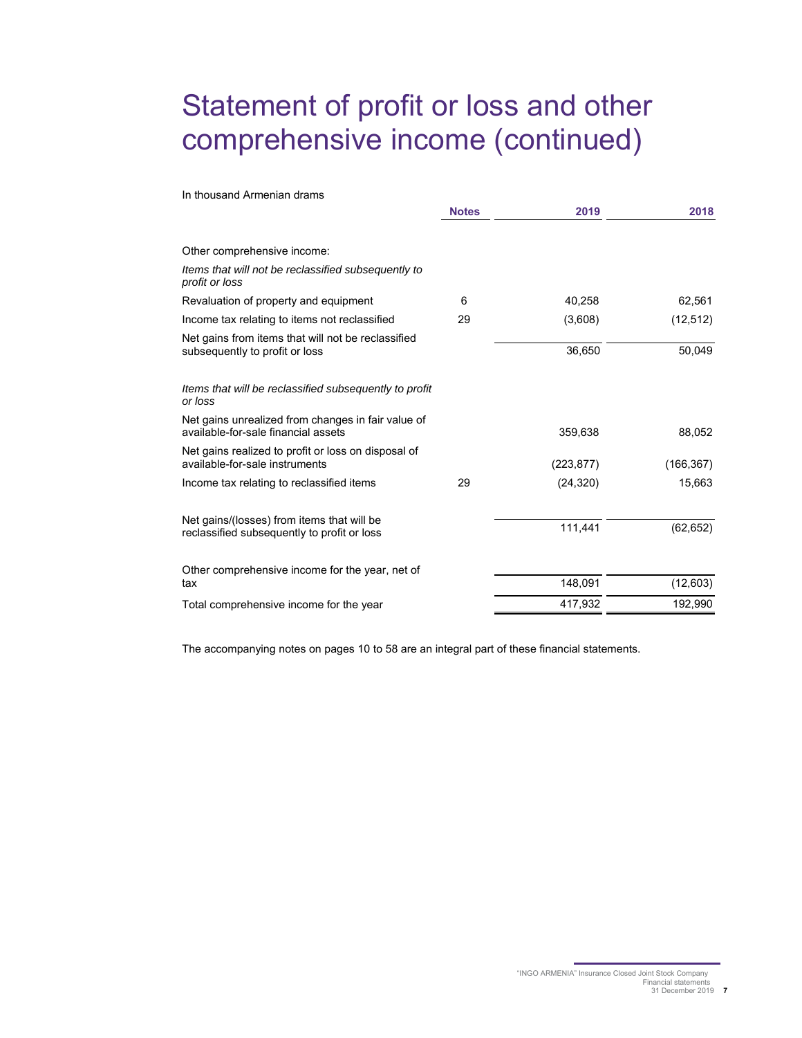# Statement of profit or loss and other comprehensive income (continued)

In thousand Armenian drams

| | Notes | 2019 | 2018 |
|---|---|---|---|
| Other comprehensive income: | | | |
| *Items that will not be reclassified subsequently to profit or loss* | | | |
| Revaluation of property and equipment | 6 | 40,258 | 62,561 |
| Income tax relating to items not reclassified | 29 | (3,608) | (12,512) |
| Net gains from items that will not be reclassified subsequently to profit or loss | | 36,650 | 50,049 |
| *Items that will be reclassified subsequently to profit or loss* | | | |
| Net gains unrealized from changes in fair value of available-for-sale financial assets | | 359,638 | 88,052 |
| Net gains realized to profit or loss on disposal of available-for-sale instruments | | (223,877) | (166,367) |
| Income tax relating to reclassified items | 29 | (24,320) | 15,663 |
| Net gains/(losses) from items that will be reclassified subsequently to profit or loss | | 111,441 | (62,652) |
| Other comprehensive income for the year, net of tax | | 148,091 | (12,603) |
| Total comprehensive income for the year | | 417,932 | 192,990 |

The accompanying notes on pages 10 to 58 are an integral part of these financial statements.